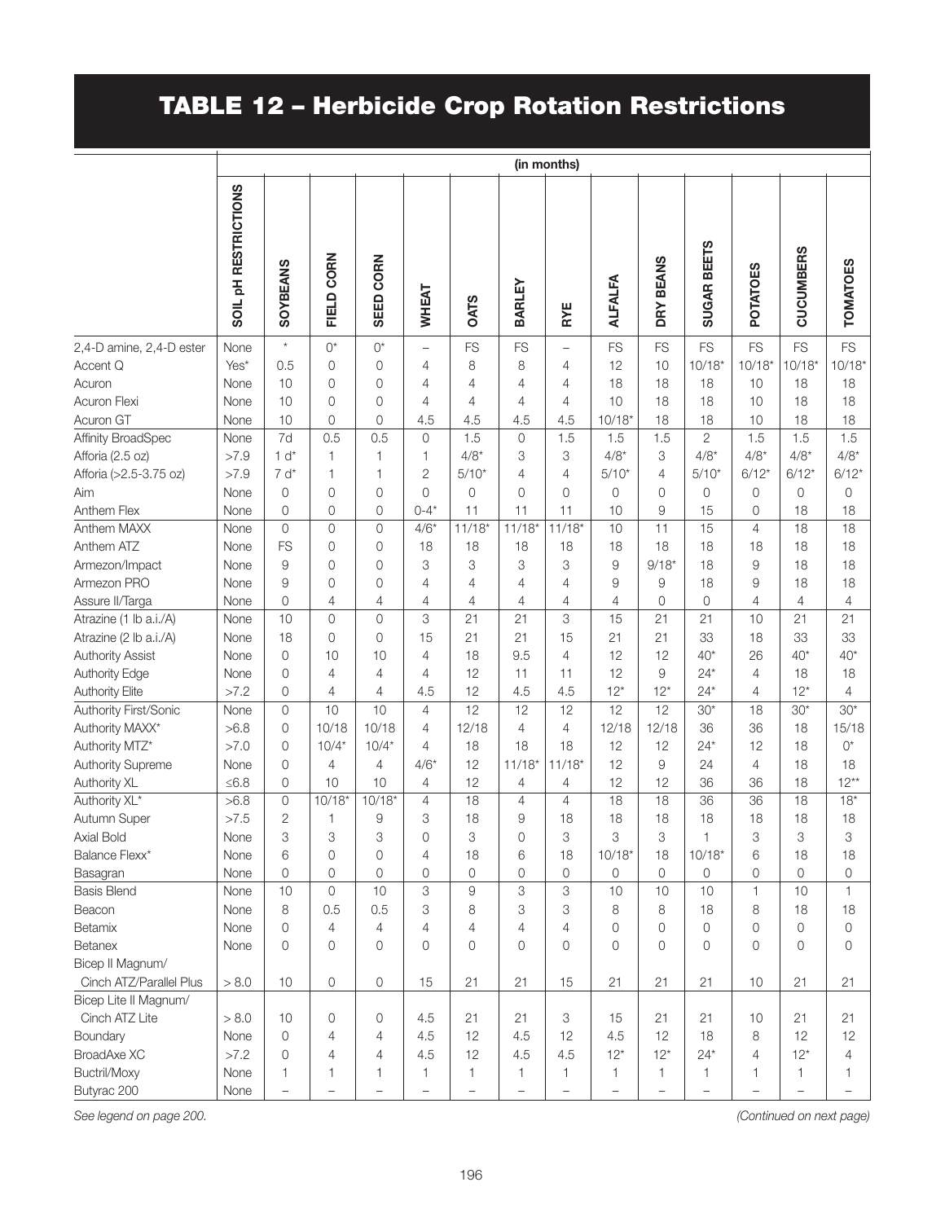# TABLE 12 – Herbicide Crop Rotation Restrictions

| | SOIL pH RESTRICTIONS | SOYBEANS | FIELD CORN | SEED CORN | WHEAT | OATS | BARLEY | RYE | ALFALFA | DRY BEANS | SUGAR BEETS | POTATOES | CUCUMBERS | TOMATOES |
|---|---|---|---|---|---|---|---|---|---|---|---|---|---|---|
| | (in months) | | | | | | | | | | | | | |
| 2,4-D amine, 2,4-D ester | None | * | 0* | 0* | – | FS | FS | – | FS | FS | FS | FS | FS | FS |
| Accent Q | Yes* | 0.5 | 0 | 0 | 4 | 8 | 8 | 4 | 12 | 10 | 10/18* | 10/18* | 10/18* | 10/18* |
| Acuron | None | 10 | 0 | 0 | 4 | 4 | 4 | 4 | 18 | 18 | 18 | 10 | 18 | 18 |
| Acuron Flexi | None | 10 | 0 | 0 | 4 | 4 | 4 | 4 | 10 | 18 | 18 | 10 | 18 | 18 |
| Acuron GT | None | 10 | 0 | 0 | 4.5 | 4.5 | 4.5 | 4.5 | 10/18* | 18 | 18 | 10 | 18 | 18 |
| Affinity BroadSpec | None | 7d | 0.5 | 0.5 | 0 | 1.5 | 0 | 1.5 | 1.5 | 1.5 | 2 | 1.5 | 1.5 | 1.5 |
| Afforia (2.5 oz) | >7.9 | 1 d* | 1 | 1 | 1 | 4/8* | 3 | 3 | 4/8* | 3 | 4/8* | 4/8* | 4/8* | 4/8* |
| Afforia (>2.5-3.75 oz) | >7.9 | 7 d* | 1 | 1 | 2 | 5/10* | 4 | 4 | 5/10* | 4 | 5/10* | 6/12* | 6/12* | 6/12* |
| Aim | None | 0 | 0 | 0 | 0 | 0 | 0 | 0 | 0 | 0 | 0 | 0 | 0 | 0 |
| Anthem Flex | None | 0 | 0 | 0 | 0-4* | 11 | 11 | 11 | 10 | 9 | 15 | 0 | 18 | 18 |
| Anthem MAXX | None | 0 | 0 | 0 | 4/6* | 11/18* | 11/18* | 11/18* | 10 | 11 | 15 | 4 | 18 | 18 |
| Anthem ATZ | None | FS | 0 | 0 | 18 | 18 | 18 | 18 | 18 | 18 | 18 | 18 | 18 | 18 |
| Armezon/Impact | None | 9 | 0 | 0 | 3 | 3 | 3 | 3 | 9 | 9/18* | 18 | 9 | 18 | 18 |
| Armezon PRO | None | 9 | 0 | 0 | 4 | 4 | 4 | 4 | 9 | 9 | 18 | 9 | 18 | 18 |
| Assure II/Targa | None | 0 | 4 | 4 | 4 | 4 | 4 | 4 | 4 | 0 | 0 | 4 | 4 | 4 |
| Atrazine (1 lb a.i./A) | None | 10 | 0 | 0 | 3 | 21 | 21 | 3 | 15 | 21 | 21 | 10 | 21 | 21 |
| Atrazine (2 lb a.i./A) | None | 18 | 0 | 0 | 15 | 21 | 21 | 15 | 21 | 21 | 33 | 18 | 33 | 33 |
| Authority Assist | None | 0 | 10 | 10 | 4 | 18 | 9.5 | 4 | 12 | 12 | 40* | 26 | 40* | 40* |
| Authority Edge | None | 0 | 4 | 4 | 4 | 12 | 11 | 11 | 12 | 9 | 24* | 4 | 18 | 18 |
| Authority Elite | >7.2 | 0 | 4 | 4 | 4.5 | 12 | 4.5 | 4.5 | 12* | 12* | 24* | 4 | 12* | 4 |
| Authority First/Sonic | None | 0 | 10 | 10 | 4 | 12 | 12 | 12 | 12 | 12 | 30* | 18 | 30* | 30* |
| Authority MAXX* | >6.8 | 0 | 10/18 | 10/18 | 4 | 12/18 | 4 | 4 | 12/18 | 12/18 | 36 | 36 | 18 | 15/18 |
| Authority MTZ* | >7.0 | 0 | 10/4* | 10/4* | 4 | 18 | 18 | 18 | 12 | 12 | 24* | 12 | 18 | 0* |
| Authority Supreme | None | 0 | 4 | 4 | 4/6* | 12 | 11/18* | 11/18* | 12 | 9 | 24 | 4 | 18 | 18 |
| Authority XL | ≤6.8 | 0 | 10 | 10 | 4 | 12 | 4 | 4 | 12 | 12 | 36 | 36 | 18 | 12** |
| Authority XL* | >6.8 | 0 | 10/18* | 10/18* | 4 | 18 | 4 | 4 | 18 | 18 | 36 | 36 | 18 | 18* |
| Autumn Super | >7.5 | 2 | 1 | 9 | 3 | 18 | 9 | 18 | 18 | 18 | 18 | 18 | 18 | 18 |
| Axial Bold | None | 3 | 3 | 3 | 0 | 3 | 0 | 3 | 3 | 3 | 1 | 3 | 3 | 3 |
| Balance Flexx* | None | 6 | 0 | 0 | 4 | 18 | 6 | 18 | 10/18* | 18 | 10/18* | 6 | 18 | 18 |
| Basagran | None | 0 | 0 | 0 | 0 | 0 | 0 | 0 | 0 | 0 | 0 | 0 | 0 | 0 |
| Basis Blend | None | 10 | 0 | 10 | 3 | 9 | 3 | 3 | 10 | 10 | 10 | 1 | 10 | 1 |
| Beacon | None | 8 | 0.5 | 0.5 | 3 | 8 | 3 | 3 | 8 | 8 | 18 | 8 | 18 | 18 |
| Betamix | None | 0 | 4 | 4 | 4 | 4 | 4 | 4 | 0 | 0 | 0 | 0 | 0 | 0 |
| Betanex | None | 0 | 0 | 0 | 0 | 0 | 0 | 0 | 0 | 0 | 0 | 0 | 0 | 0 |
| Bicep II Magnum/ Cinch ATZ/Parallel Plus | > 8.0 | 10 | 0 | 0 | 15 | 21 | 21 | 15 | 21 | 21 | 21 | 10 | 21 | 21 |
| Bicep Lite II Magnum/ Cinch ATZ Lite | > 8.0 | 10 | 0 | 0 | 4.5 | 21 | 21 | 3 | 15 | 21 | 21 | 10 | 21 | 21 |
| Boundary | None | 0 | 4 | 4 | 4.5 | 12 | 4.5 | 12 | 4.5 | 12 | 18 | 8 | 12 | 12 |
| BroadAxe XC | >7.2 | 0 | 4 | 4 | 4.5 | 12 | 4.5 | 4.5 | 12* | 12* | 24* | 4 | 12* | 4 |
| Buctril/Moxy | None | 1 | 1 | 1 | 1 | 1 | 1 | 1 | 1 | 1 | 1 | 1 | 1 | 1 |
| Butyrac 200 | None | – | – | – | – | – | – | – | – | – | – | – | – | – |

*See legend on page 200.*

*(Continued on next page)*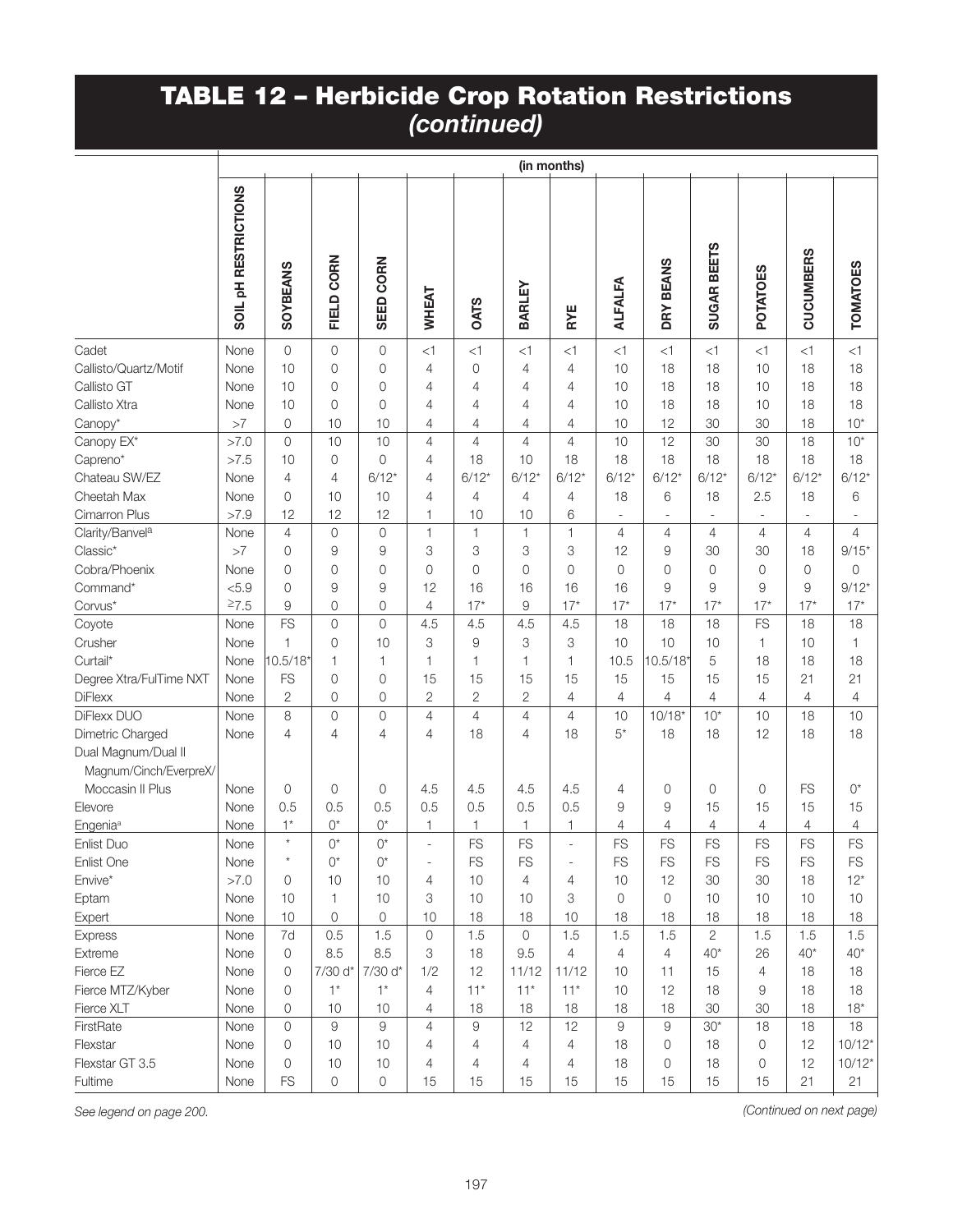# TABLE 12 – Herbicide Crop Rotation Restrictions *(continued)*

| | (in months) | | | | | | | | | | | | | |
|---|---|---|---|---|---|---|---|---|---|---|---|---|---|---|
| | SOIL pH RESTRICTIONS | SOYBEANS | FIELD CORN | SEED CORN | WHEAT | OATS | BARLEY | RYE | ALFALFA | DRY BEANS | SUGAR BEETS | POTATOES | CUCUMBERS | TOMATOES |
| Cadet | None | 0 | 0 | 0 | <1 | <1 | <1 | <1 | <1 | <1 | <1 | <1 | <1 | <1 |
| Callisto/Quartz/Motif | None | 10 | 0 | 0 | 4 | 0 | 4 | 4 | 10 | 18 | 18 | 10 | 18 | 18 |
| Callisto GT | None | 10 | 0 | 0 | 4 | 4 | 4 | 4 | 10 | 18 | 18 | 10 | 18 | 18 |
| Callisto Xtra | None | 10 | 0 | 0 | 4 | 4 | 4 | 4 | 10 | 18 | 18 | 10 | 18 | 18 |
| Canopy* | >7 | 0 | 10 | 10 | 4 | 4 | 4 | 4 | 10 | 12 | 30 | 30 | 18 | 10* |
| Canopy EX* | >7.0 | 0 | 10 | 10 | 4 | 4 | 4 | 4 | 10 | 12 | 30 | 30 | 18 | 10* |
| Capreno* | >7.5 | 10 | 0 | 0 | 4 | 18 | 10 | 18 | 18 | 18 | 18 | 18 | 18 | 18 |
| Chateau SW/EZ | None | 4 | 4 | 6/12* | 4 | 6/12* | 6/12* | 6/12* | 6/12* | 6/12* | 6/12* | 6/12* | 6/12* | 6/12* |
| Cheetah Max | None | 0 | 10 | 10 | 4 | 4 | 4 | 4 | 18 | 6 | 18 | 2.5 | 18 | 6 |
| Cimarron Plus | >7.9 | 12 | 12 | 12 | 1 | 10 | 10 | 6 | - | - | - | - | - | - |
| Clarity/Banvel[a] | None | 4 | 0 | 0 | 1 | 1 | 1 | 1 | 4 | 4 | 4 | 4 | 4 | 4 |
| Classic* | >7 | 0 | 9 | 9 | 3 | 3 | 3 | 3 | 12 | 9 | 30 | 30 | 18 | 9/15* |
| Cobra/Phoenix | None | 0 | 0 | 0 | 0 | 0 | 0 | 0 | 0 | 0 | 0 | 0 | 0 | 0 |
| Command* | <5.9 | 0 | 9 | 9 | 12 | 16 | 16 | 16 | 16 | 9 | 9 | 9 | 9 | 9/12* |
| Corvus* | ≥7.5 | 9 | 0 | 0 | 4 | 17* | 9 | 17* | 17* | 17* | 17* | 17* | 17* | 17* |
| Coyote | None | FS | 0 | 0 | 4.5 | 4.5 | 4.5 | 4.5 | 18 | 18 | 18 | FS | 18 | 18 |
| Crusher | None | 1 | 0 | 10 | 3 | 9 | 3 | 3 | 10 | 10 | 10 | 1 | 10 | 1 |
| Curtail* | None | 10.5/18* | 1 | 1 | 1 | 1 | 1 | 1 | 10.5 | 10.5/18* | 5 | 18 | 18 | 18 |
| Degree Xtra/FulTime NXT | None | FS | 0 | 0 | 15 | 15 | 15 | 15 | 15 | 15 | 15 | 15 | 21 | 21 |
| DiFlexx | None | 2 | 0 | 0 | 2 | 2 | 2 | 4 | 4 | 4 | 4 | 4 | 4 | 4 |
| DiFlexx DUO | None | 8 | 0 | 0 | 4 | 4 | 4 | 4 | 10 | 10/18* | 10* | 10 | 18 | 10 |
| Dimetric Charged | None | 4 | 4 | 4 | 4 | 18 | 4 | 18 | 5* | 18 | 18 | 12 | 18 | 18 |
| Dual Magnum/Dual II Magnum/Cinch/EverpreX/ Moccasin II Plus | None | 0 | 0 | 0 | 4.5 | 4.5 | 4.5 | 4.5 | 4 | 0 | 0 | 0 | FS | 0* |
| Elevore | None | 0.5 | 0.5 | 0.5 | 0.5 | 0.5 | 0.5 | 0.5 | 9 | 9 | 15 | 15 | 15 | 15 |
| Engenia[a] | None | 1* | 0* | 0* | 1 | 1 | 1 | 1 | 4 | 4 | 4 | 4 | 4 | 4 |
| Enlist Duo | None | * | 0* | 0* | - | FS | FS | - | FS | FS | FS | FS | FS | FS |
| Enlist One | None | * | 0* | 0* | - | FS | FS | - | FS | FS | FS | FS | FS | FS |
| Envive* | >7.0 | 0 | 10 | 10 | 4 | 10 | 4 | 4 | 10 | 12 | 30 | 30 | 18 | 12* |
| Eptam | None | 10 | 1 | 10 | 3 | 10 | 10 | 3 | 0 | 0 | 10 | 10 | 10 | 10 |
| Expert | None | 10 | 0 | 0 | 10 | 18 | 18 | 10 | 18 | 18 | 18 | 18 | 18 | 18 |
| Express | None | 7d | 0.5 | 1.5 | 0 | 1.5 | 0 | 1.5 | 1.5 | 1.5 | 2 | 1.5 | 1.5 | 1.5 |
| Extreme | None | 0 | 8.5 | 8.5 | 3 | 18 | 9.5 | 4 | 4 | 4 | 40* | 26 | 40* | 40* |
| Fierce EZ | None | 0 | 7/30 d* | 7/30 d* | 1/2 | 12 | 11/12 | 11/12 | 10 | 11 | 15 | 4 | 18 | 18 |
| Fierce MTZ/Kyber | None | 0 | 1* | 1* | 4 | 11* | 11* | 11* | 10 | 12 | 18 | 9 | 18 | 18 |
| Fierce XLT | None | 0 | 10 | 10 | 4 | 18 | 18 | 18 | 18 | 18 | 30 | 30 | 18 | 18* |
| FirstRate | None | 0 | 9 | 9 | 4 | 9 | 12 | 12 | 9 | 9 | 30* | 18 | 18 | 18 |
| Flexstar | None | 0 | 10 | 10 | 4 | 4 | 4 | 4 | 18 | 0 | 18 | 0 | 12 | 10/12* |
| Flexstar GT 3.5 | None | 0 | 10 | 10 | 4 | 4 | 4 | 4 | 18 | 0 | 18 | 0 | 12 | 10/12* |
| Fultime | None | FS | 0 | 0 | 15 | 15 | 15 | 15 | 15 | 15 | 15 | 15 | 21 | 21 |

*See legend on page 200.*

*(Continued on next page)*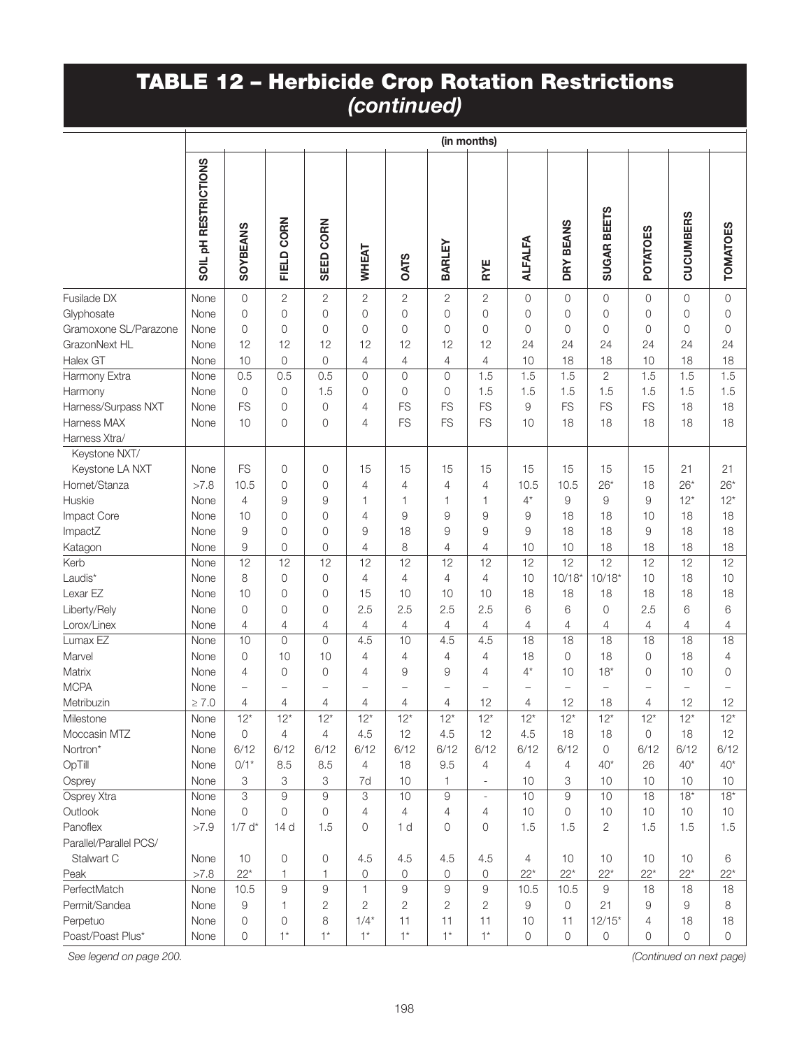# TABLE 12 – Herbicide Crop Rotation Restrictions *(continued)*

| | SOIL pH RESTRICTIONS | SOYBEANS | FIELD CORN | SEED CORN | WHEAT | OATS | BARLEY | RYE | ALFALFA | DRY BEANS | SUGAR BEETS | POTATOES | CUCUMBERS | TOMATOES |
|---|---|---|---|---|---|---|---|---|---|---|---|---|---|---|
| | (in months) | | | | | | | | | | | | | |
| Fusilade DX | None | 0 | 2 | 2 | 2 | 2 | 2 | 2 | 0 | 0 | 0 | 0 | 0 | 0 |
| Glyphosate | None | 0 | 0 | 0 | 0 | 0 | 0 | 0 | 0 | 0 | 0 | 0 | 0 | 0 |
| Gramoxone SL/Parazone | None | 0 | 0 | 0 | 0 | 0 | 0 | 0 | 0 | 0 | 0 | 0 | 0 | 0 |
| GrazonNext HL | None | 12 | 12 | 12 | 12 | 12 | 12 | 12 | 24 | 24 | 24 | 24 | 24 | 24 |
| Halex GT | None | 10 | 0 | 0 | 4 | 4 | 4 | 4 | 10 | 18 | 18 | 10 | 18 | 18 |
| Harmony Extra | None | 0.5 | 0.5 | 0.5 | 0 | 0 | 0 | 1.5 | 1.5 | 1.5 | 2 | 1.5 | 1.5 | 1.5 |
| Harmony | None | 0 | 0 | 1.5 | 0 | 0 | 0 | 1.5 | 1.5 | 1.5 | 1.5 | 1.5 | 1.5 | 1.5 |
| Harness/Surpass NXT | None | FS | 0 | 0 | 4 | FS | FS | FS | 9 | FS | FS | FS | 18 | 18 |
| Harness MAX | None | 10 | 0 | 0 | 4 | FS | FS | FS | 10 | 18 | 18 | 18 | 18 | 18 |
| Harness Xtra/ Keystone NXT/ Keystone LA NXT | None | FS | 0 | 0 | 15 | 15 | 15 | 15 | 15 | 15 | 15 | 15 | 21 | 21 |
| Hornet/Stanza | >7.8 | 10.5 | 0 | 0 | 4 | 4 | 4 | 4 | 10.5 | 10.5 | 26* | 18 | 26* | 26* |
| Huskie | None | 4 | 9 | 9 | 1 | 1 | 1 | 1 | 4* | 9 | 9 | 9 | 12* | 12* |
| Impact Core | None | 10 | 0 | 0 | 4 | 9 | 9 | 9 | 9 | 18 | 18 | 10 | 18 | 18 |
| ImpactZ | None | 9 | 0 | 0 | 9 | 18 | 9 | 9 | 9 | 18 | 18 | 9 | 18 | 18 |
| Katagon | None | 9 | 0 | 0 | 4 | 8 | 4 | 4 | 10 | 10 | 18 | 18 | 18 | 18 |
| Kerb | None | 12 | 12 | 12 | 12 | 12 | 12 | 12 | 12 | 12 | 12 | 12 | 12 | 12 |
| Laudis* | None | 8 | 0 | 0 | 4 | 4 | 4 | 4 | 10 | 10/18* | 10/18* | 10 | 18 | 10 |
| Lexar EZ | None | 10 | 0 | 0 | 15 | 10 | 10 | 10 | 18 | 18 | 18 | 18 | 18 | 18 |
| Liberty/Rely | None | 0 | 0 | 0 | 2.5 | 2.5 | 2.5 | 2.5 | 6 | 6 | 0 | 2.5 | 6 | 6 |
| Lorox/Linex | None | 4 | 4 | 4 | 4 | 4 | 4 | 4 | 4 | 4 | 4 | 4 | 4 | 4 |
| Lumax EZ | None | 10 | 0 | 0 | 4.5 | 10 | 4.5 | 4.5 | 18 | 18 | 18 | 18 | 18 | 18 |
| Marvel | None | 0 | 10 | 10 | 4 | 4 | 4 | 4 | 18 | 0 | 18 | 0 | 18 | 4 |
| Matrix | None | 4 | 0 | 0 | 4 | 9 | 9 | 4 | 4* | 10 | 18* | 0 | 10 | 0 |
| MCPA | None | – | – | – | – | – | – | – | – | – | – | – | – | – |
| Metribuzin | ≥ 7.0 | 4 | 4 | 4 | 4 | 4 | 4 | 12 | 4 | 12 | 18 | 4 | 12 | 12 |
| Milestone | None | 12* | 12* | 12* | 12* | 12* | 12* | 12* | 12* | 12* | 12* | 12* | 12* | 12* |
| Moccasin MTZ | None | 0 | 4 | 4 | 4.5 | 12 | 4.5 | 12 | 4.5 | 18 | 18 | 0 | 18 | 12 |
| Nortron* | None | 6/12 | 6/12 | 6/12 | 6/12 | 6/12 | 6/12 | 6/12 | 6/12 | 6/12 | 0 | 6/12 | 6/12 | 6/12 |
| OpTill | None | 0/1* | 8.5 | 8.5 | 4 | 18 | 9.5 | 4 | 4 | 4 | 40* | 26 | 40* | 40* |
| Osprey | None | 3 | 3 | 3 | 7d | 10 | 1 | - | 10 | 3 | 10 | 10 | 10 | 10 |
| Osprey Xtra | None | 3 | 9 | 9 | 3 | 10 | 9 | - | 10 | 9 | 10 | 18 | 18* | 18* |
| Outlook | None | 0 | 0 | 0 | 4 | 4 | 4 | 4 | 10 | 0 | 10 | 10 | 10 | 10 |
| Panoflex | >7.9 | 1/7 d* | 14 d | 1.5 | 0 | 1 d | 0 | 0 | 1.5 | 1.5 | 2 | 1.5 | 1.5 | 1.5 |
| Parallel/Parallel PCS/ Stalwart C | None | 10 | 0 | 0 | 4.5 | 4.5 | 4.5 | 4.5 | 4 | 10 | 10 | 10 | 10 | 6 |
| Peak | >7.8 | 22* | 1 | 1 | 0 | 0 | 0 | 0 | 22* | 22* | 22* | 22* | 22* | 22* |
| PerfectMatch | None | 10.5 | 9 | 9 | 1 | 9 | 9 | 9 | 10.5 | 10.5 | 9 | 18 | 18 | 18 |
| Permit/Sandea | None | 9 | 1 | 2 | 2 | 2 | 2 | 2 | 9 | 0 | 21 | 9 | 9 | 8 |
| Perpetuo | None | 0 | 0 | 8 | 1/4* | 11 | 11 | 11 | 10 | 11 | 12/15* | 4 | 18 | 18 |
| Poast/Poast Plus* | None | 0 | 1* | 1* | 1* | 1* | 1* | 1* | 0 | 0 | 0 | 0 | 0 | 0 |

*See legend on page 200.*

*(Continued on next page)*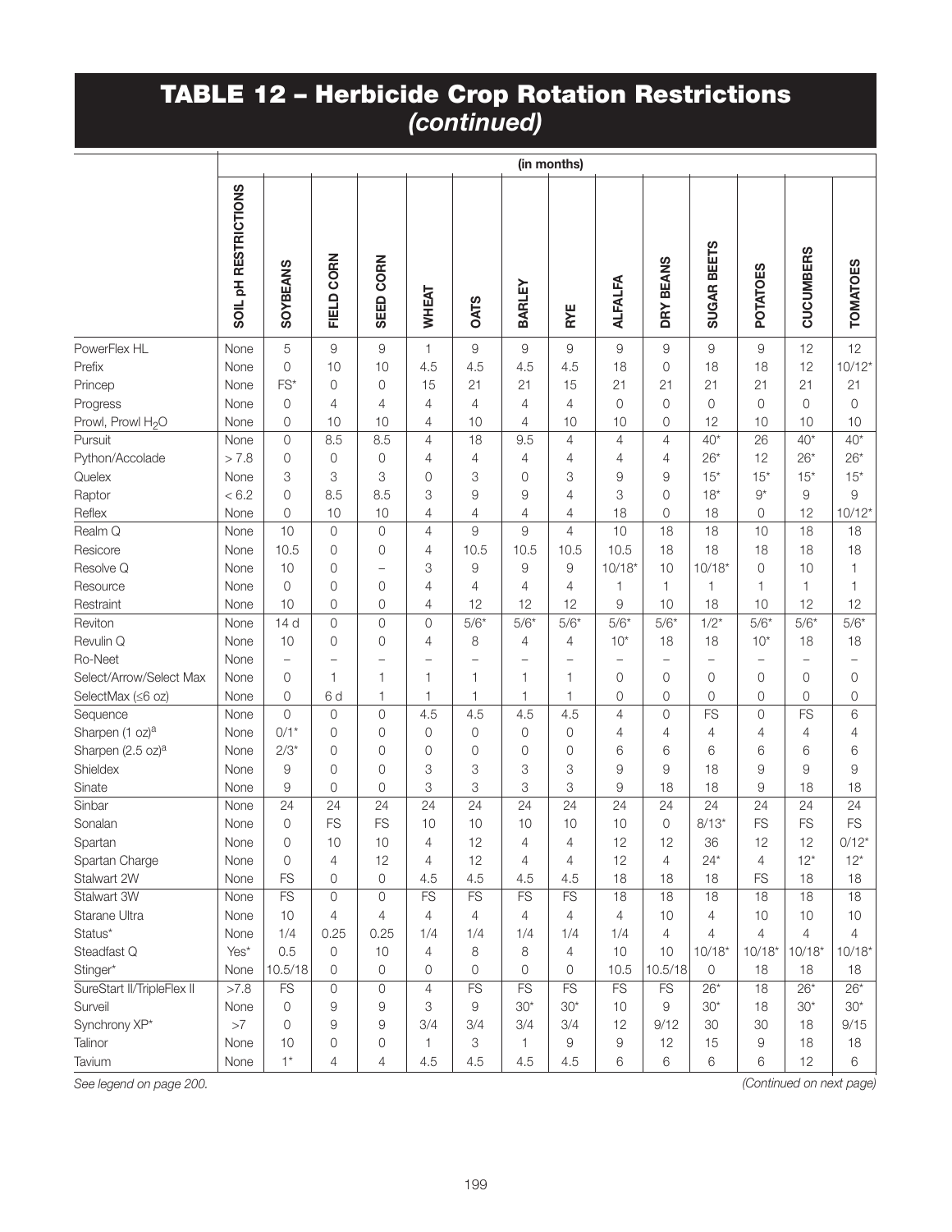# TABLE 12 – Herbicide Crop Rotation Restrictions *(continued)*

| | | (in months) | | | | | | | | | | | | | |
|---|---|---|---|---|---|---|---|---|---|---|---|---|---|---|---|
| | SOIL pH RESTRICTIONS | SOYBEANS | FIELD CORN | SEED CORN | WHEAT | OATS | BARLEY | RYE | ALFALFA | DRY BEANS | SUGAR BEETS | POTATOES | CUCUMBERS | TOMATOES |
| PowerFlex HL | None | 5 | 9 | 9 | 1 | 9 | 9 | 9 | 9 | 9 | 9 | 9 | 12 | 12 |
| Prefix | None | 0 | 10 | 10 | 4.5 | 4.5 | 4.5 | 4.5 | 18 | 0 | 18 | 18 | 12 | 10/12* |
| Princep | None | FS* | 0 | 0 | 15 | 21 | 21 | 15 | 21 | 21 | 21 | 21 | 21 | 21 |
| Progress | None | 0 | 4 | 4 | 4 | 4 | 4 | 4 | 0 | 0 | 0 | 0 | 0 | 0 |
| Prowl, Prowl $H_2O$ | None | 0 | 10 | 10 | 4 | 10 | 4 | 10 | 10 | 0 | 12 | 10 | 10 | 10 |
| Pursuit | None | 0 | 8.5 | 8.5 | 4 | 18 | 9.5 | 4 | 4 | 4 | 40* | 26 | 40* | 40* |
| Python/Accolade | > 7.8 | 0 | 0 | 0 | 4 | 4 | 4 | 4 | 4 | 4 | 26* | 12 | 26* | 26* |
| Quelex | None | 3 | 3 | 3 | 0 | 3 | 0 | 3 | 9 | 9 | 15* | 15* | 15* | 15* |
| Raptor | < 6.2 | 0 | 8.5 | 8.5 | 3 | 9 | 9 | 4 | 3 | 0 | 18* | 9* | 9 | 9 |
| Reflex | None | 0 | 10 | 10 | 4 | 4 | 4 | 4 | 18 | 0 | 18 | 0 | 12 | 10/12* |
| Realm Q | None | 10 | 0 | 0 | 4 | 9 | 9 | 4 | 10 | 18 | 18 | 10 | 18 | 18 |
| Resicore | None | 10.5 | 0 | 0 | 4 | 10.5 | 10.5 | 10.5 | 10.5 | 18 | 18 | 18 | 18 | 18 |
| Resolve Q | None | 10 | 0 | – | 3 | 9 | 9 | 9 | 10/18* | 10 | 10/18* | 0 | 10 | 1 |
| Resource | None | 0 | 0 | 0 | 4 | 4 | 4 | 4 | 1 | 1 | 1 | 1 | 1 | 1 |
| Restraint | None | 10 | 0 | 0 | 4 | 12 | 12 | 12 | 9 | 10 | 18 | 10 | 12 | 12 |
| Reviton | None | 14 d | 0 | 0 | 0 | 5/6* | 5/6* | 5/6* | 5/6* | 5/6* | 1/2* | 5/6* | 5/6* | 5/6* |
| Revulin Q | None | 10 | 0 | 0 | 4 | 8 | 4 | 4 | 10* | 18 | 18 | 10* | 18 | 18 |
| Ro-Neet | None | – | – | – | – | – | – | – | – | – | – | – | – | – |
| Select/Arrow/Select Max | None | 0 | 1 | 1 | 1 | 1 | 1 | 1 | 0 | 0 | 0 | 0 | 0 | 0 |
| SelectMax (≤6 oz) | None | 0 | 6 d | 1 | 1 | 1 | 1 | 1 | 0 | 0 | 0 | 0 | 0 | 0 |
| Sequence | None | 0 | 0 | 0 | 4.5 | 4.5 | 4.5 | 4.5 | 4 | 0 | FS | 0 | FS | 6 |
| Sharpen (1 oz)[a] | None | 0/1* | 0 | 0 | 0 | 0 | 0 | 0 | 4 | 4 | 4 | 4 | 4 | 4 |
| Sharpen (2.5 oz)[a] | None | 2/3* | 0 | 0 | 0 | 0 | 0 | 0 | 6 | 6 | 6 | 6 | 6 | 6 |
| Shieldex | None | 9 | 0 | 0 | 3 | 3 | 3 | 3 | 9 | 9 | 18 | 9 | 9 | 9 |
| Sinate | None | 9 | 0 | 0 | 3 | 3 | 3 | 3 | 9 | 18 | 18 | 9 | 18 | 18 |
| Sinbar | None | 24 | 24 | 24 | 24 | 24 | 24 | 24 | 24 | 24 | 24 | 24 | 24 | 24 |
| Sonalan | None | 0 | FS | FS | 10 | 10 | 10 | 10 | 10 | 0 | 8/13* | FS | FS | FS |
| Spartan | None | 0 | 10 | 10 | 4 | 12 | 4 | 4 | 12 | 12 | 36 | 12 | 12 | 0/12* |
| Spartan Charge | None | 0 | 4 | 12 | 4 | 12 | 4 | 4 | 12 | 4 | 24* | 4 | 12* | 12* |
| Stalwart 2W | None | FS | 0 | 0 | 4.5 | 4.5 | 4.5 | 4.5 | 18 | 18 | 18 | FS | 18 | 18 |
| Stalwart 3W | None | FS | 0 | 0 | FS | FS | FS | FS | 18 | 18 | 18 | 18 | 18 | 18 |
| Starane Ultra | None | 10 | 4 | 4 | 4 | 4 | 4 | 4 | 4 | 10 | 4 | 10 | 10 | 10 |
| Status* | None | 1/4 | 0.25 | 0.25 | 1/4 | 1/4 | 1/4 | 1/4 | 1/4 | 4 | 4 | 4 | 4 | 4 |
| Steadfast Q | Yes* | 0.5 | 0 | 10 | 4 | 8 | 8 | 4 | 10 | 10 | 10/18* | 10/18* | 10/18* | 10/18* |
| Stinger* | None | 10.5/18 | 0 | 0 | 0 | 0 | 0 | 0 | 10.5 | 10.5/18 | 0 | 18 | 18 | 18 |
| SureStart II/TripleFlex II | >7.8 | FS | 0 | 0 | 4 | FS | FS | FS | FS | FS | 26* | 18 | 26* | 26* |
| Surveil | None | 0 | 9 | 9 | 3 | 9 | 30* | 30* | 10 | 9 | 30* | 18 | 30* | 30* |
| Synchrony XP* | >7 | 0 | 9 | 9 | 3/4 | 3/4 | 3/4 | 3/4 | 12 | 9/12 | 30 | 30 | 18 | 9/15 |
| Talinor | None | 10 | 0 | 0 | 1 | 3 | 1 | 9 | 9 | 12 | 15 | 9 | 18 | 18 |
| Tavium | None | 1* | 4 | 4 | 4.5 | 4.5 | 4.5 | 4.5 | 6 | 6 | 6 | 6 | 12 | 6 |

*See legend on page 200.*

*(Continued on next page)*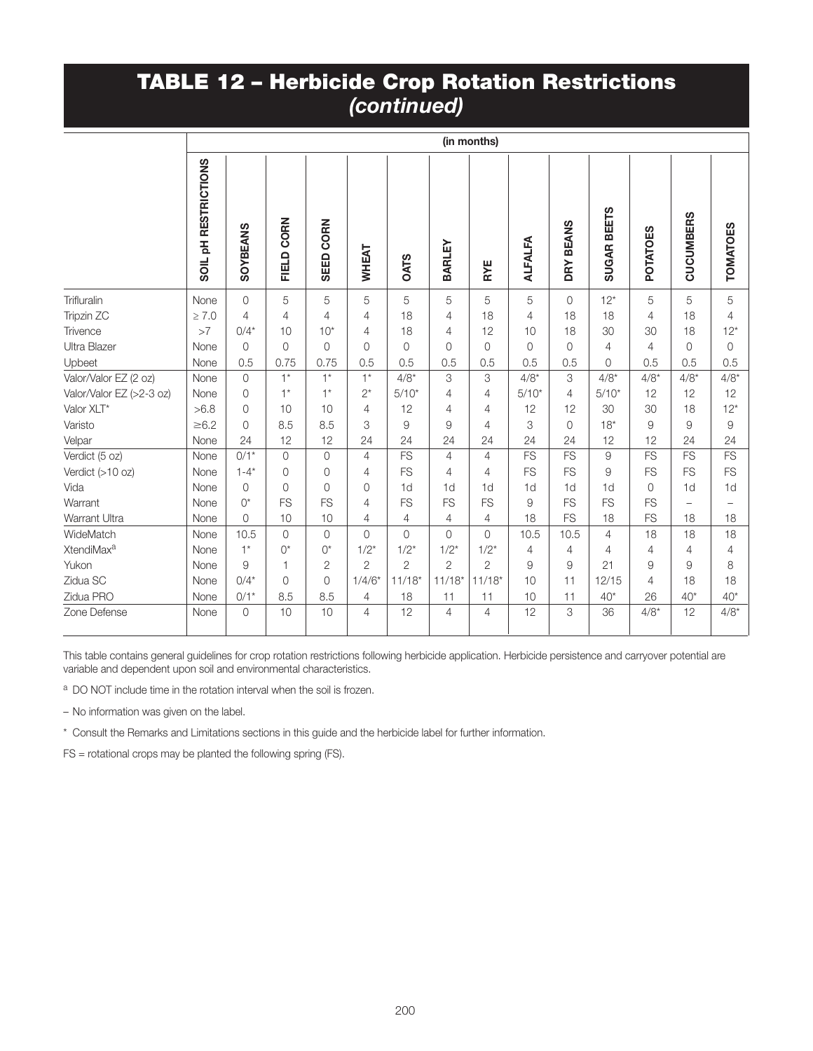# TABLE 12 – Herbicide Crop Rotation Restrictions *(continued)*

| | (in months) | | | | | | | | | | | | | |
|---|---|---|---|---|---|---|---|---|---|---|---|---|---|---|
| | SOIL pH RESTRICTIONS | SOYBEANS | FIELD CORN | SEED CORN | WHEAT | OATS | BARLEY | RYE | ALFALFA | DRY BEANS | SUGAR BEETS | POTATOES | CUCUMBERS | TOMATOES |
| Trifluralin | None | 0 | 5 | 5 | 5 | 5 | 5 | 5 | 5 | 0 | 12* | 5 | 5 | 5 |
| Tripzin ZC | ≥ 7.0 | 4 | 4 | 4 | 4 | 18 | 4 | 18 | 4 | 18 | 18 | 4 | 18 | 4 |
| Trivence | >7 | 0/4* | 10 | 10* | 4 | 18 | 4 | 12 | 10 | 18 | 30 | 30 | 18 | 12* |
| Ultra Blazer | None | 0 | 0 | 0 | 0 | 0 | 0 | 0 | 0 | 0 | 4 | 4 | 0 | 0 |
| Upbeet | None | 0.5 | 0.75 | 0.75 | 0.5 | 0.5 | 0.5 | 0.5 | 0.5 | 0.5 | 0 | 0.5 | 0.5 | 0.5 |
| Valor/Valor EZ (2 oz) | None | 0 | 1* | 1* | 1* | 4/8* | 3 | 3 | 4/8* | 3 | 4/8* | 4/8* | 4/8* | 4/8* |
| Valor/Valor EZ (>2-3 oz) | None | 0 | 1* | 1* | 2* | 5/10* | 4 | 4 | 5/10* | 4 | 5/10* | 12 | 12 | 12 |
| Valor XLT* | >6.8 | 0 | 10 | 10 | 4 | 12 | 4 | 4 | 12 | 12 | 30 | 30 | 18 | 12* |
| Varisto | ≥6.2 | 0 | 8.5 | 8.5 | 3 | 9 | 9 | 4 | 3 | 0 | 18* | 9 | 9 | 9 |
| Velpar | None | 24 | 12 | 12 | 24 | 24 | 24 | 24 | 24 | 24 | 12 | 12 | 24 | 24 |
| Verdict (5 oz) | None | 0/1* | 0 | 0 | 4 | FS | 4 | 4 | FS | FS | 9 | FS | FS | FS |
| Verdict (>10 oz) | None | 1-4* | 0 | 0 | 4 | FS | 4 | 4 | FS | FS | 9 | FS | FS | FS |
| Vida | None | 0 | 0 | 0 | 0 | 1d | 1d | 1d | 1d | 1d | 1d | 0 | 1d | 1d |
| Warrant | None | 0* | FS | FS | 4 | FS | FS | FS | 9 | FS | FS | FS | – | – |
| Warrant Ultra | None | 0 | 10 | 10 | 4 | 4 | 4 | 4 | 18 | FS | 18 | FS | 18 | 18 |
| WideMatch | None | 10.5 | 0 | 0 | 0 | 0 | 0 | 0 | 10.5 | 10.5 | 4 | 18 | 18 | 18 |
| XtendiMax[a] | None | 1* | 0* | 0* | 1/2* | 1/2* | 1/2* | 1/2* | 4 | 4 | 4 | 4 | 4 | 4 |
| Yukon | None | 9 | 1 | 2 | 2 | 2 | 2 | 2 | 9 | 9 | 21 | 9 | 9 | 8 |
| Zidua SC | None | 0/4* | 0 | 0 | 1/4/6* | 11/18* | 11/18* | 11/18* | 10 | 11 | 12/15 | 4 | 18 | 18 |
| Zidua PRO | None | 0/1* | 8.5 | 8.5 | 4 | 18 | 11 | 11 | 10 | 11 | 40* | 26 | 40* | 40* |
| Zone Defense | None | 0 | 10 | 10 | 4 | 12 | 4 | 4 | 12 | 3 | 36 | 4/8* | 12 | 4/8* |

This table contains general guidelines for crop rotation restrictions following herbicide application. Herbicide persistence and carryover potential are variable and dependent upon soil and environmental characteristics.

[a] DO NOT include time in the rotation interval when the soil is frozen.

– No information was given on the label.

* Consult the Remarks and Limitations sections in this guide and the herbicide label for further information.

FS = rotational crops may be planted the following spring (FS).